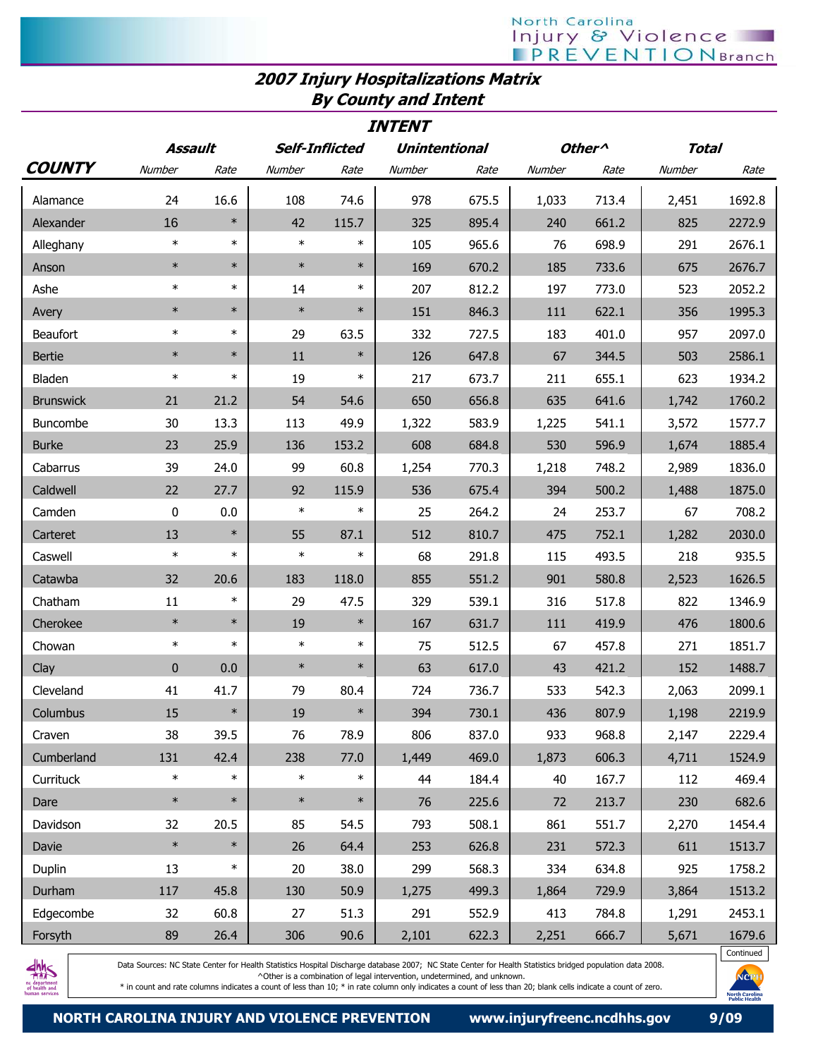## 2007 Injury Hospitalizations Matrix
## By County and Intent

| COUNTY | Assault | | Self-Inflicted | | Unintentional | | Other^ | | Total | |
|---|---|---|---|---|---|---|---|---|---|---|
| | Number | Rate | Number | Rate | Number | Rate | Number | Rate | Number | Rate |
| Alamance | 24 | 16.6 | 108 | 74.6 | 978 | 675.5 | 1,033 | 713.4 | 2,451 | 1692.8 |
| Alexander | 16 | * | 42 | 115.7 | 325 | 895.4 | 240 | 661.2 | 825 | 2272.9 |
| Alleghany | * | * | * | * | 105 | 965.6 | 76 | 698.9 | 291 | 2676.1 |
| Anson | * | * | * | * | 169 | 670.2 | 185 | 733.6 | 675 | 2676.7 |
| Ashe | * | * | 14 | * | 207 | 812.2 | 197 | 773.0 | 523 | 2052.2 |
| Avery | * | * | * | * | 151 | 846.3 | 111 | 622.1 | 356 | 1995.3 |
| Beaufort | * | * | 29 | 63.5 | 332 | 727.5 | 183 | 401.0 | 957 | 2097.0 |
| Bertie | * | * | 11 | * | 126 | 647.8 | 67 | 344.5 | 503 | 2586.1 |
| Bladen | * | * | 19 | * | 217 | 673.7 | 211 | 655.1 | 623 | 1934.2 |
| Brunswick | 21 | 21.2 | 54 | 54.6 | 650 | 656.8 | 635 | 641.6 | 1,742 | 1760.2 |
| Buncombe | 30 | 13.3 | 113 | 49.9 | 1,322 | 583.9 | 1,225 | 541.1 | 3,572 | 1577.7 |
| Burke | 23 | 25.9 | 136 | 153.2 | 608 | 684.8 | 530 | 596.9 | 1,674 | 1885.4 |
| Cabarrus | 39 | 24.0 | 99 | 60.8 | 1,254 | 770.3 | 1,218 | 748.2 | 2,989 | 1836.0 |
| Caldwell | 22 | 27.7 | 92 | 115.9 | 536 | 675.4 | 394 | 500.2 | 1,488 | 1875.0 |
| Camden | 0 | 0.0 | * | * | 25 | 264.2 | 24 | 253.7 | 67 | 708.2 |
| Carteret | 13 | * | 55 | 87.1 | 512 | 810.7 | 475 | 752.1 | 1,282 | 2030.0 |
| Caswell | * | * | * | * | 68 | 291.8 | 115 | 493.5 | 218 | 935.5 |
| Catawba | 32 | 20.6 | 183 | 118.0 | 855 | 551.2 | 901 | 580.8 | 2,523 | 1626.5 |
| Chatham | 11 | * | 29 | 47.5 | 329 | 539.1 | 316 | 517.8 | 822 | 1346.9 |
| Cherokee | * | * | 19 | * | 167 | 631.7 | 111 | 419.9 | 476 | 1800.6 |
| Chowan | * | * | * | * | 75 | 512.5 | 67 | 457.8 | 271 | 1851.7 |
| Clay | 0 | 0.0 | * | * | 63 | 617.0 | 43 | 421.2 | 152 | 1488.7 |
| Cleveland | 41 | 41.7 | 79 | 80.4 | 724 | 736.7 | 533 | 542.3 | 2,063 | 2099.1 |
| Columbus | 15 | * | 19 | * | 394 | 730.1 | 436 | 807.9 | 1,198 | 2219.9 |
| Craven | 38 | 39.5 | 76 | 78.9 | 806 | 837.0 | 933 | 968.8 | 2,147 | 2229.4 |
| Cumberland | 131 | 42.4 | 238 | 77.0 | 1,449 | 469.0 | 1,873 | 606.3 | 4,711 | 1524.9 |
| Currituck | * | * | * | * | 44 | 184.4 | 40 | 167.7 | 112 | 469.4 |
| Dare | * | * | * | * | 76 | 225.6 | 72 | 213.7 | 230 | 682.6 |
| Davidson | 32 | 20.5 | 85 | 54.5 | 793 | 508.1 | 861 | 551.7 | 2,270 | 1454.4 |
| Davie | * | * | 26 | 64.4 | 253 | 626.8 | 231 | 572.3 | 611 | 1513.7 |
| Duplin | 13 | * | 20 | 38.0 | 299 | 568.3 | 334 | 634.8 | 925 | 1758.2 |
| Durham | 117 | 45.8 | 130 | 50.9 | 1,275 | 499.3 | 1,864 | 729.9 | 3,864 | 1513.2 |
| Edgecombe | 32 | 60.8 | 27 | 51.3 | 291 | 552.9 | 413 | 784.8 | 1,291 | 2453.1 |
| Forsyth | 89 | 26.4 | 306 | 90.6 | 2,101 | 622.3 | 2,251 | 666.7 | 5,671 | 1679.6 |

Continued

Data Sources: NC State Center for Health Statistics Hospital Discharge database 2007; NC State Center for Health Statistics bridged population data 2008.
^Other is a combination of legal intervention, undetermined, and unknown.
* in count and rate columns indicates a count of less than 10; * in rate column only indicates a count of less than 20; blank cells indicate a count of zero.

NORTH CAROLINA INJURY AND VIOLENCE PREVENTION www.injuryfreenc.ncdhhs.gov 9/09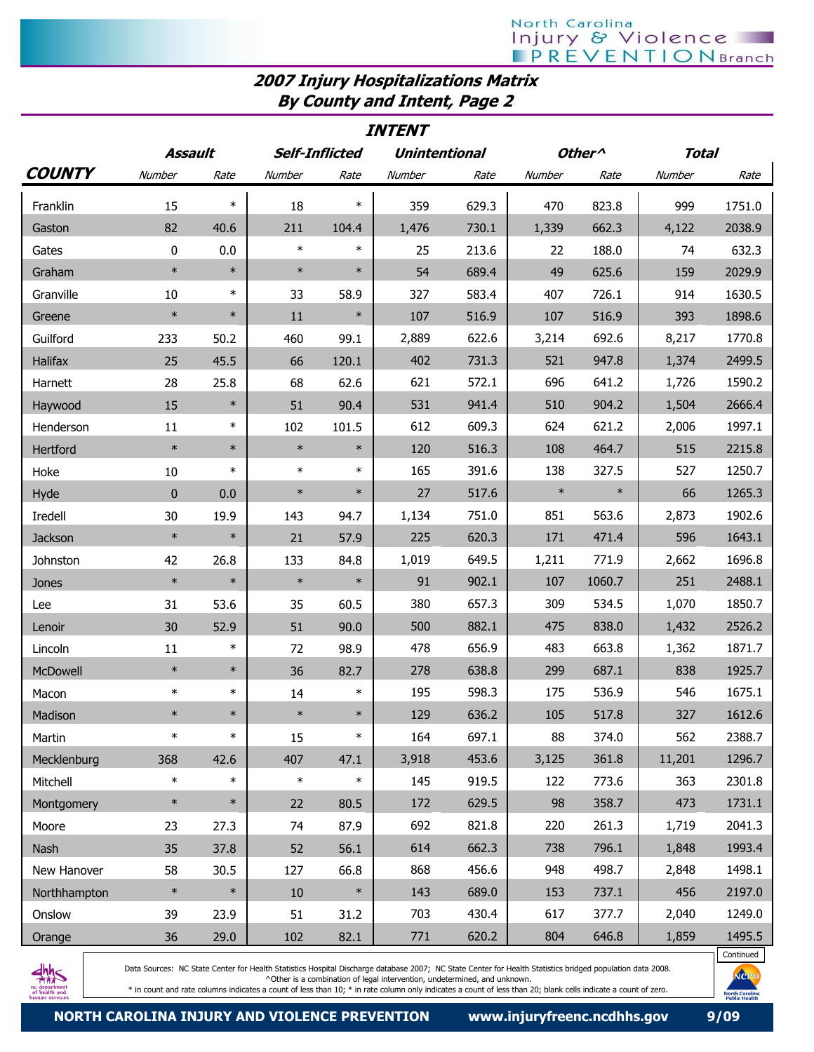## 2007 Injury Hospitalizations Matrix
## By County and Intent, Page 2

| | INTENT | | | | | | | | | |
|---|---|---|---|---|---|---|---|---|---|---|
| | Assault | | Self-Inflicted | | Unintentional | | Other^ | | Total | |
| COUNTY | Number | Rate | Number | Rate | Number | Rate | Number | Rate | Number | Rate |
| Franklin | 15 | * | 18 | * | 359 | 629.3 | 470 | 823.8 | 999 | 1751.0 |
| Gaston | 82 | 40.6 | 211 | 104.4 | 1,476 | 730.1 | 1,339 | 662.3 | 4,122 | 2038.9 |
| Gates | 0 | 0.0 | * | * | 25 | 213.6 | 22 | 188.0 | 74 | 632.3 |
| Graham | * | * | * | * | 54 | 689.4 | 49 | 625.6 | 159 | 2029.9 |
| Granville | 10 | * | 33 | 58.9 | 327 | 583.4 | 407 | 726.1 | 914 | 1630.5 |
| Greene | * | * | 11 | * | 107 | 516.9 | 107 | 516.9 | 393 | 1898.6 |
| Guilford | 233 | 50.2 | 460 | 99.1 | 2,889 | 622.6 | 3,214 | 692.6 | 8,217 | 1770.8 |
| Halifax | 25 | 45.5 | 66 | 120.1 | 402 | 731.3 | 521 | 947.8 | 1,374 | 2499.5 |
| Harnett | 28 | 25.8 | 68 | 62.6 | 621 | 572.1 | 696 | 641.2 | 1,726 | 1590.2 |
| Haywood | 15 | * | 51 | 90.4 | 531 | 941.4 | 510 | 904.2 | 1,504 | 2666.4 |
| Henderson | 11 | * | 102 | 101.5 | 612 | 609.3 | 624 | 621.2 | 2,006 | 1997.1 |
| Hertford | * | * | * | * | 120 | 516.3 | 108 | 464.7 | 515 | 2215.8 |
| Hoke | 10 | * | * | * | 165 | 391.6 | 138 | 327.5 | 527 | 1250.7 |
| Hyde | 0 | 0.0 | * | * | 27 | 517.6 | * | * | 66 | 1265.3 |
| Iredell | 30 | 19.9 | 143 | 94.7 | 1,134 | 751.0 | 851 | 563.6 | 2,873 | 1902.6 |
| Jackson | * | * | 21 | 57.9 | 225 | 620.3 | 171 | 471.4 | 596 | 1643.1 |
| Johnston | 42 | 26.8 | 133 | 84.8 | 1,019 | 649.5 | 1,211 | 771.9 | 2,662 | 1696.8 |
| Jones | * | * | * | * | 91 | 902.1 | 107 | 1060.7 | 251 | 2488.1 |
| Lee | 31 | 53.6 | 35 | 60.5 | 380 | 657.3 | 309 | 534.5 | 1,070 | 1850.7 |
| Lenoir | 30 | 52.9 | 51 | 90.0 | 500 | 882.1 | 475 | 838.0 | 1,432 | 2526.2 |
| Lincoln | 11 | * | 72 | 98.9 | 478 | 656.9 | 483 | 663.8 | 1,362 | 1871.7 |
| McDowell | * | * | 36 | 82.7 | 278 | 638.8 | 299 | 687.1 | 838 | 1925.7 |
| Macon | * | * | 14 | * | 195 | 598.3 | 175 | 536.9 | 546 | 1675.1 |
| Madison | * | * | * | * | 129 | 636.2 | 105 | 517.8 | 327 | 1612.6 |
| Martin | * | * | 15 | * | 164 | 697.1 | 88 | 374.0 | 562 | 2388.7 |
| Mecklenburg | 368 | 42.6 | 407 | 47.1 | 3,918 | 453.6 | 3,125 | 361.8 | 11,201 | 1296.7 |
| Mitchell | * | * | * | * | 145 | 919.5 | 122 | 773.6 | 363 | 2301.8 |
| Montgomery | * | * | 22 | 80.5 | 172 | 629.5 | 98 | 358.7 | 473 | 1731.1 |
| Moore | 23 | 27.3 | 74 | 87.9 | 692 | 821.8 | 220 | 261.3 | 1,719 | 2041.3 |
| Nash | 35 | 37.8 | 52 | 56.1 | 614 | 662.3 | 738 | 796.1 | 1,848 | 1993.4 |
| New Hanover | 58 | 30.5 | 127 | 66.8 | 868 | 456.6 | 948 | 498.7 | 2,848 | 1498.1 |
| Northhampton | * | * | 10 | * | 143 | 689.0 | 153 | 737.1 | 456 | 2197.0 |
| Onslow | 39 | 23.9 | 51 | 31.2 | 703 | 430.4 | 617 | 377.7 | 2,040 | 1249.0 |
| Orange | 36 | 29.0 | 102 | 82.1 | 771 | 620.2 | 804 | 646.8 | 1,859 | 1495.5 |

Continued

Data Sources: NC State Center for Health Statistics Hospital Discharge database 2007; NC State Center for Health Statistics bridged population data 2008.
^Other is a combination of legal intervention, undetermined, and unknown.
* in count and rate columns indicates a count of less than 10; * in rate column only indicates a count of less than 20; blank cells indicate a count of zero.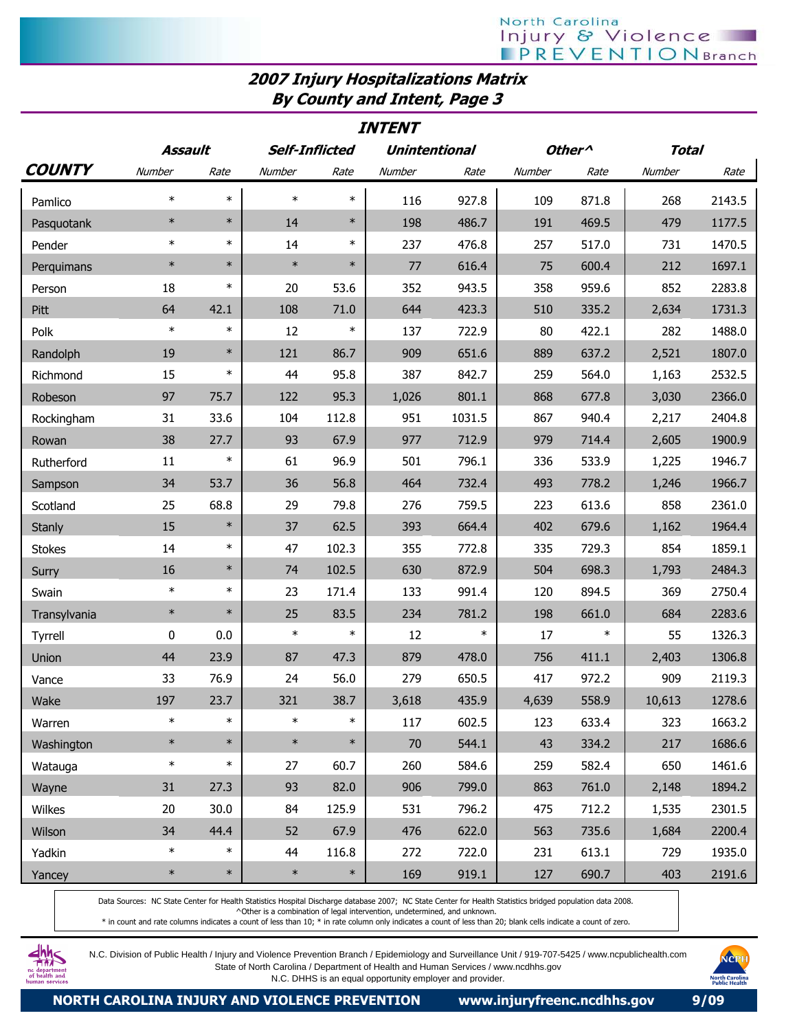## 2007 Injury Hospitalizations Matrix By County and Intent, Page 3

| | INTENT | | | | | | | | | |
|---|---|---|---|---|---|---|---|---|---|---|
| | Assault | | Self-Inflicted | | Unintentional | | Other^ | | Total | |
| COUNTY | Number | Rate | Number | Rate | Number | Rate | Number | Rate | Number | Rate |
| Pamlico | * | * | * | * | 116 | 927.8 | 109 | 871.8 | 268 | 2143.5 |
| Pasquotank | * | * | 14 | * | 198 | 486.7 | 191 | 469.5 | 479 | 1177.5 |
| Pender | * | * | 14 | * | 237 | 476.8 | 257 | 517.0 | 731 | 1470.5 |
| Perquimans | * | * | * | * | 77 | 616.4 | 75 | 600.4 | 212 | 1697.1 |
| Person | 18 | * | 20 | 53.6 | 352 | 943.5 | 358 | 959.6 | 852 | 2283.8 |
| Pitt | 64 | 42.1 | 108 | 71.0 | 644 | 423.3 | 510 | 335.2 | 2,634 | 1731.3 |
| Polk | * | * | 12 | * | 137 | 722.9 | 80 | 422.1 | 282 | 1488.0 |
| Randolph | 19 | * | 121 | 86.7 | 909 | 651.6 | 889 | 637.2 | 2,521 | 1807.0 |
| Richmond | 15 | * | 44 | 95.8 | 387 | 842.7 | 259 | 564.0 | 1,163 | 2532.5 |
| Robeson | 97 | 75.7 | 122 | 95.3 | 1,026 | 801.1 | 868 | 677.8 | 3,030 | 2366.0 |
| Rockingham | 31 | 33.6 | 104 | 112.8 | 951 | 1031.5 | 867 | 940.4 | 2,217 | 2404.8 |
| Rowan | 38 | 27.7 | 93 | 67.9 | 977 | 712.9 | 979 | 714.4 | 2,605 | 1900.9 |
| Rutherford | 11 | * | 61 | 96.9 | 501 | 796.1 | 336 | 533.9 | 1,225 | 1946.7 |
| Sampson | 34 | 53.7 | 36 | 56.8 | 464 | 732.4 | 493 | 778.2 | 1,246 | 1966.7 |
| Scotland | 25 | 68.8 | 29 | 79.8 | 276 | 759.5 | 223 | 613.6 | 858 | 2361.0 |
| Stanly | 15 | * | 37 | 62.5 | 393 | 664.4 | 402 | 679.6 | 1,162 | 1964.4 |
| Stokes | 14 | * | 47 | 102.3 | 355 | 772.8 | 335 | 729.3 | 854 | 1859.1 |
| Surry | 16 | * | 74 | 102.5 | 630 | 872.9 | 504 | 698.3 | 1,793 | 2484.3 |
| Swain | * | * | 23 | 171.4 | 133 | 991.4 | 120 | 894.5 | 369 | 2750.4 |
| Transylvania | * | * | 25 | 83.5 | 234 | 781.2 | 198 | 661.0 | 684 | 2283.6 |
| Tyrrell | 0 | 0.0 | * | * | 12 | * | 17 | * | 55 | 1326.3 |
| Union | 44 | 23.9 | 87 | 47.3 | 879 | 478.0 | 756 | 411.1 | 2,403 | 1306.8 |
| Vance | 33 | 76.9 | 24 | 56.0 | 279 | 650.5 | 417 | 972.2 | 909 | 2119.3 |
| Wake | 197 | 23.7 | 321 | 38.7 | 3,618 | 435.9 | 4,639 | 558.9 | 10,613 | 1278.6 |
| Warren | * | * | * | * | 117 | 602.5 | 123 | 633.4 | 323 | 1663.2 |
| Washington | * | * | * | * | 70 | 544.1 | 43 | 334.2 | 217 | 1686.6 |
| Watauga | * | * | 27 | 60.7 | 260 | 584.6 | 259 | 582.4 | 650 | 1461.6 |
| Wayne | 31 | 27.3 | 93 | 82.0 | 906 | 799.0 | 863 | 761.0 | 2,148 | 1894.2 |
| Wilkes | 20 | 30.0 | 84 | 125.9 | 531 | 796.2 | 475 | 712.2 | 1,535 | 2301.5 |
| Wilson | 34 | 44.4 | 52 | 67.9 | 476 | 622.0 | 563 | 735.6 | 1,684 | 2200.4 |
| Yadkin | * | * | 44 | 116.8 | 272 | 722.0 | 231 | 613.1 | 729 | 1935.0 |
| Yancey | * | * | * | * | 169 | 919.1 | 127 | 690.7 | 403 | 2191.6 |

Data Sources: NC State Center for Health Statistics Hospital Discharge database 2007; NC State Center for Health Statistics bridged population data 2008.
^Other is a combination of legal intervention, undetermined, and unknown.
* in count and rate columns indicates a count of less than 10; * in rate column only indicates a count of less than 20; blank cells indicate a count of zero.

N.C. Division of Public Health / Injury and Violence Prevention Branch / Epidemiology and Surveillance Unit / 919-707-5425 / www.ncpublichealth.com
State of North Carolina / Department of Health and Human Services / www.ncdhhs.gov
N.C. DHHS is an equal opportunity employer and provider.

NORTH CAROLINA INJURY AND VIOLENCE PREVENTION www.injuryfreenc.ncdhhs.gov 9/09